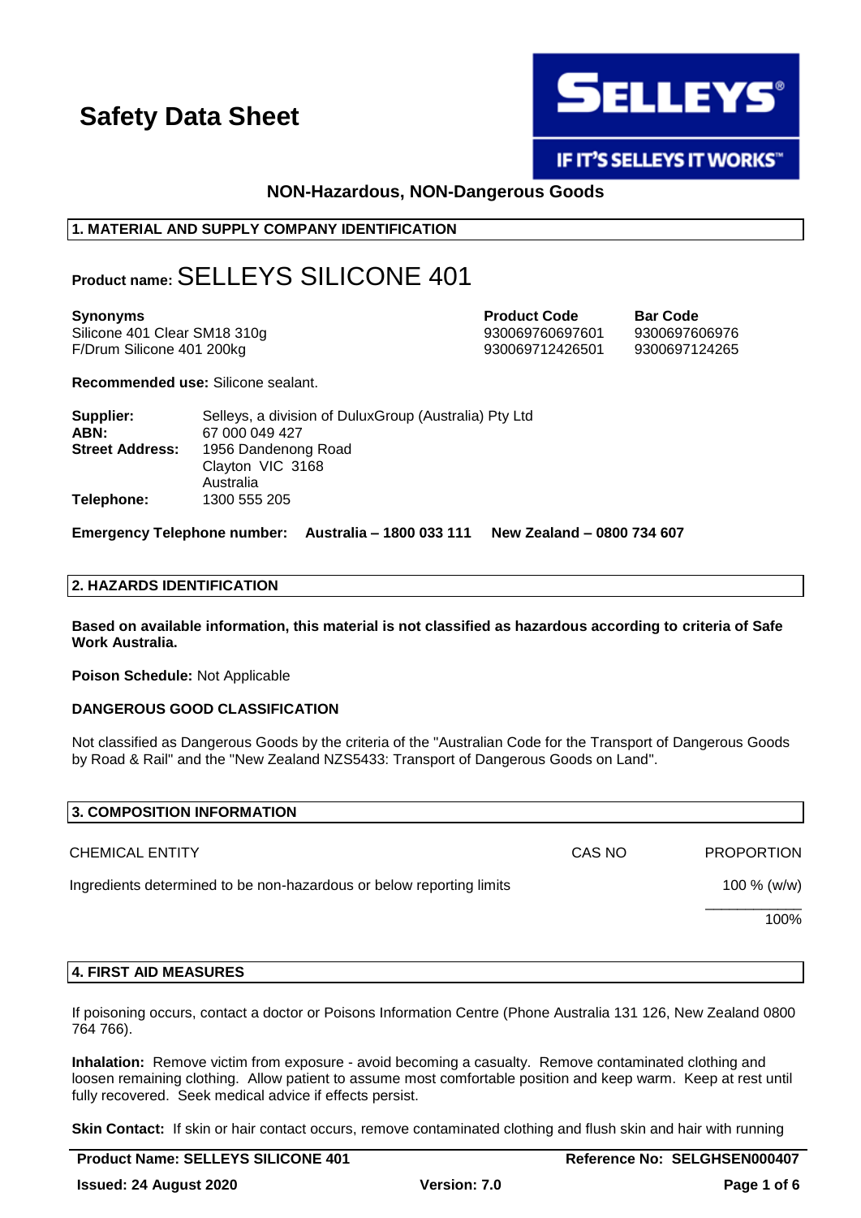# Safety Data Sheet

**NON-Hazardous, NON-Dangerous Goods**

## 1. MATERIAL AND SUPPLY COMPANY IDENTIFICATION

**Product name:** SELLEYS SILICONE 401

| Synonyms | Product Code | Bar Code |
|---|---|---|
| Silicone 401 Clear SM18 310g | 930069760697601 | 9300697606976 |
| F/Drum Silicone 401 200kg | 930069712426501 | 9300697124265 |

**Recommended use:** Silicone sealant.

**Supplier:** Selleys, a division of DuluxGroup (Australia) Pty Ltd
**ABN:** 67 000 049 427
**Street Address:** 1956 Dandenong Road
Clayton VIC 3168
Australia
**Telephone:** 1300 555 205

**Emergency Telephone number: Australia – 1800 033 111 New Zealand – 0800 734 607**

## 2. HAZARDS IDENTIFICATION

**Based on available information, this material is not classified as hazardous according to criteria of Safe Work Australia.**

**Poison Schedule:** Not Applicable

**DANGEROUS GOOD CLASSIFICATION**

Not classified as Dangerous Goods by the criteria of the "Australian Code for the Transport of Dangerous Goods by Road & Rail" and the "New Zealand NZS5433: Transport of Dangerous Goods on Land".

## 3. COMPOSITION INFORMATION

| CHEMICAL ENTITY | CAS NO | PROPORTION |
|---|---|---|
| Ingredients determined to be non-hazardous or below reporting limits | | 100 % (w/w) |
| | | 100% |

## 4. FIRST AID MEASURES

If poisoning occurs, contact a doctor or Poisons Information Centre (Phone Australia 131 126, New Zealand 0800 764 766).

**Inhalation:** Remove victim from exposure - avoid becoming a casualty. Remove contaminated clothing and loosen remaining clothing. Allow patient to assume most comfortable position and keep warm. Keep at rest until fully recovered. Seek medical advice if effects persist.

**Skin Contact:** If skin or hair contact occurs, remove contaminated clothing and flush skin and hair with running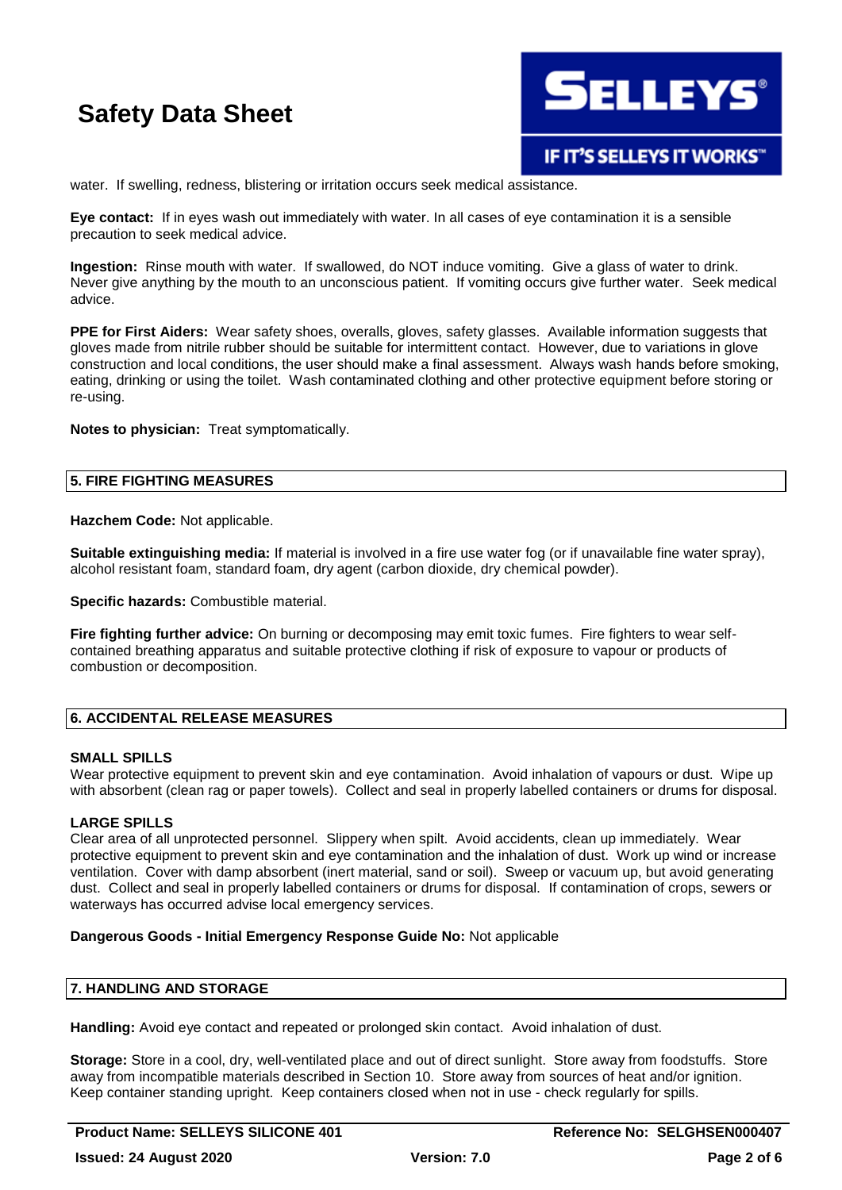water. If swelling, redness, blistering or irritation occurs seek medical assistance.

**Eye contact:** If in eyes wash out immediately with water. In all cases of eye contamination it is a sensible precaution to seek medical advice.

**Ingestion:** Rinse mouth with water. If swallowed, do NOT induce vomiting. Give a glass of water to drink. Never give anything by the mouth to an unconscious patient. If vomiting occurs give further water. Seek medical advice.

**PPE for First Aiders:** Wear safety shoes, overalls, gloves, safety glasses. Available information suggests that gloves made from nitrile rubber should be suitable for intermittent contact. However, due to variations in glove construction and local conditions, the user should make a final assessment. Always wash hands before smoking, eating, drinking or using the toilet. Wash contaminated clothing and other protective equipment before storing or re-using.

**Notes to physician:** Treat symptomatically.

## 5. FIRE FIGHTING MEASURES

**Hazchem Code:** Not applicable.

**Suitable extinguishing media:** If material is involved in a fire use water fog (or if unavailable fine water spray), alcohol resistant foam, standard foam, dry agent (carbon dioxide, dry chemical powder).

**Specific hazards:** Combustible material.

**Fire fighting further advice:** On burning or decomposing may emit toxic fumes. Fire fighters to wear self-contained breathing apparatus and suitable protective clothing if risk of exposure to vapour or products of combustion or decomposition.

## 6. ACCIDENTAL RELEASE MEASURES

**SMALL SPILLS**

Wear protective equipment to prevent skin and eye contamination. Avoid inhalation of vapours or dust. Wipe up with absorbent (clean rag or paper towels). Collect and seal in properly labelled containers or drums for disposal.

**LARGE SPILLS**

Clear area of all unprotected personnel. Slippery when spilt. Avoid accidents, clean up immediately. Wear protective equipment to prevent skin and eye contamination and the inhalation of dust. Work up wind or increase ventilation. Cover with damp absorbent (inert material, sand or soil). Sweep or vacuum up, but avoid generating dust. Collect and seal in properly labelled containers or drums for disposal. If contamination of crops, sewers or waterways has occurred advise local emergency services.

**Dangerous Goods - Initial Emergency Response Guide No:** Not applicable

## 7. HANDLING AND STORAGE

**Handling:** Avoid eye contact and repeated or prolonged skin contact. Avoid inhalation of dust.

**Storage:** Store in a cool, dry, well-ventilated place and out of direct sunlight. Store away from foodstuffs. Store away from incompatible materials described in Section 10. Store away from sources of heat and/or ignition. Keep container standing upright. Keep containers closed when not in use - check regularly for spills.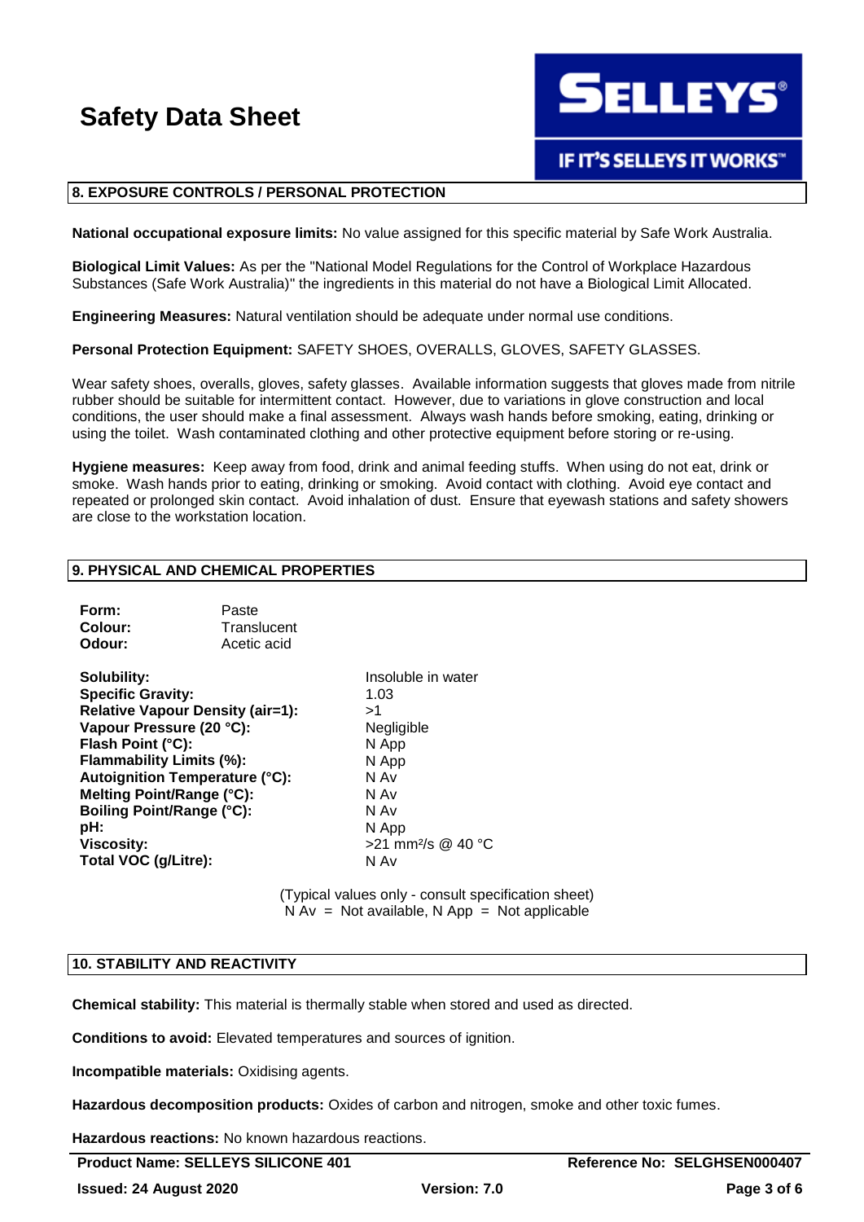## 8. EXPOSURE CONTROLS / PERSONAL PROTECTION

**National occupational exposure limits:** No value assigned for this specific material by Safe Work Australia.

**Biological Limit Values:** As per the "National Model Regulations for the Control of Workplace Hazardous Substances (Safe Work Australia)" the ingredients in this material do not have a Biological Limit Allocated.

**Engineering Measures:** Natural ventilation should be adequate under normal use conditions.

**Personal Protection Equipment:** SAFETY SHOES, OVERALLS, GLOVES, SAFETY GLASSES.

Wear safety shoes, overalls, gloves, safety glasses. Available information suggests that gloves made from nitrile rubber should be suitable for intermittent contact. However, due to variations in glove construction and local conditions, the user should make a final assessment. Always wash hands before smoking, eating, drinking or using the toilet. Wash contaminated clothing and other protective equipment before storing or re-using.

**Hygiene measures:** Keep away from food, drink and animal feeding stuffs. When using do not eat, drink or smoke. Wash hands prior to eating, drinking or smoking. Avoid contact with clothing. Avoid eye contact and repeated or prolonged skin contact. Avoid inhalation of dust. Ensure that eyewash stations and safety showers are close to the workstation location.

## 9. PHYSICAL AND CHEMICAL PROPERTIES

| | |
|---|---|
| **Form:** | Paste |
| **Colour:** | Translucent |
| **Odour:** | Acetic acid |

| | |
|---|---|
| **Solubility:** | Insoluble in water |
| **Specific Gravity:** | 1.03 |
| **Relative Vapour Density (air=1):** | >1 |
| **Vapour Pressure (20 °C):** | Negligible |
| **Flash Point (°C):** | N App |
| **Flammability Limits (%):** | N App |
| **Autoignition Temperature (°C):** | N Av |
| **Melting Point/Range (°C):** | N Av |
| **Boiling Point/Range (°C):** | N Av |
| **pH:** | N App |
| **Viscosity:** | >21 $mm^2/s$ @ 40 °C |
| **Total VOC (g/Litre):** | N Av |

(Typical values only - consult specification sheet)
N Av = Not available, N App = Not applicable

## 10. STABILITY AND REACTIVITY

**Chemical stability:** This material is thermally stable when stored and used as directed.

**Conditions to avoid:** Elevated temperatures and sources of ignition.

**Incompatible materials:** Oxidising agents.

**Hazardous decomposition products:** Oxides of carbon and nitrogen, smoke and other toxic fumes.

**Hazardous reactions:** No known hazardous reactions.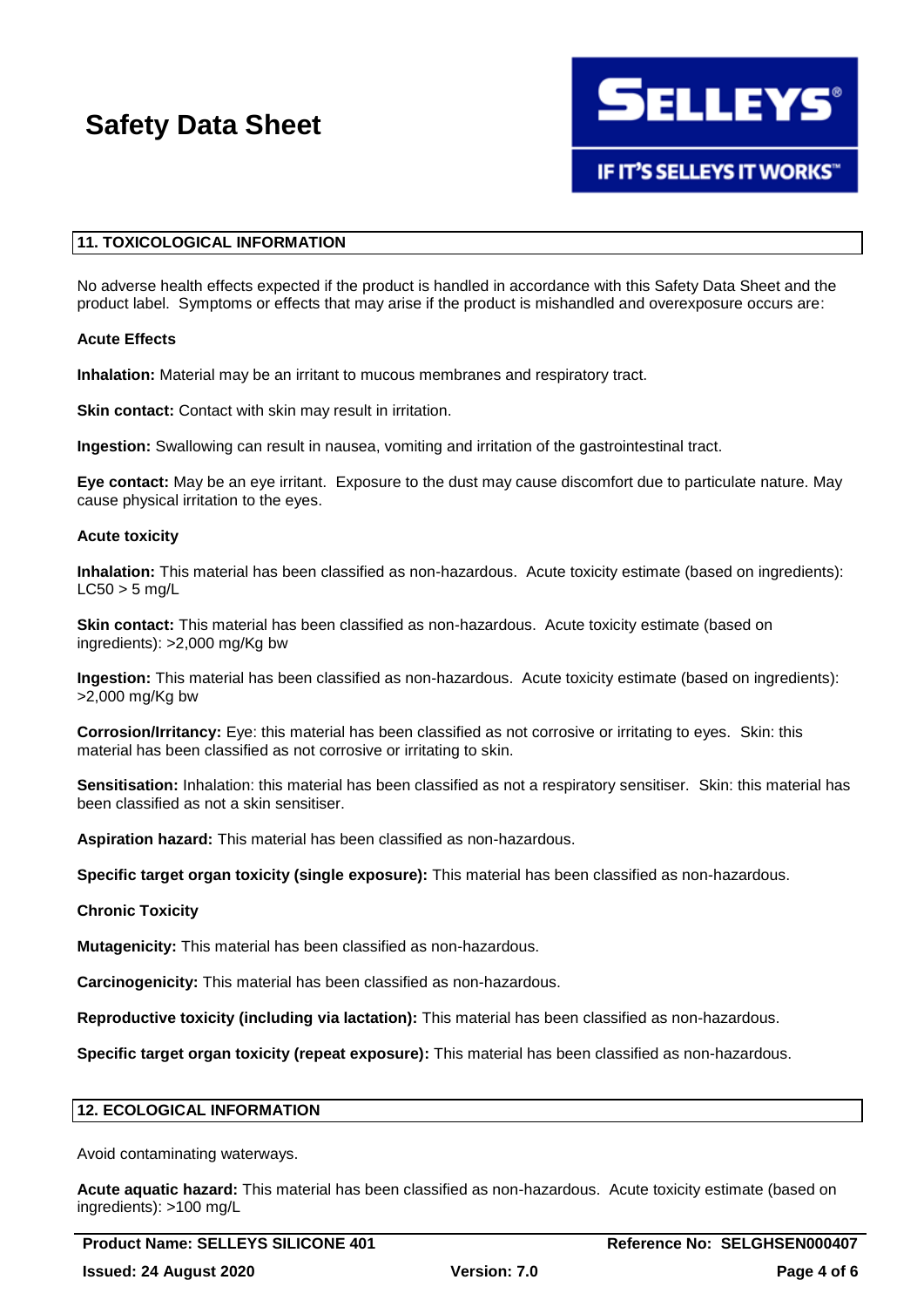## 11. TOXICOLOGICAL INFORMATION

No adverse health effects expected if the product is handled in accordance with this Safety Data Sheet and the product label. Symptoms or effects that may arise if the product is mishandled and overexposure occurs are:

**Acute Effects**

**Inhalation:** Material may be an irritant to mucous membranes and respiratory tract.

**Skin contact:** Contact with skin may result in irritation.

**Ingestion:** Swallowing can result in nausea, vomiting and irritation of the gastrointestinal tract.

**Eye contact:** May be an eye irritant. Exposure to the dust may cause discomfort due to particulate nature. May cause physical irritation to the eyes.

**Acute toxicity**

**Inhalation:** This material has been classified as non-hazardous. Acute toxicity estimate (based on ingredients): LC50 > 5 mg/L

**Skin contact:** This material has been classified as non-hazardous. Acute toxicity estimate (based on ingredients): >2,000 mg/Kg bw

**Ingestion:** This material has been classified as non-hazardous. Acute toxicity estimate (based on ingredients): >2,000 mg/Kg bw

**Corrosion/Irritancy:** Eye: this material has been classified as not corrosive or irritating to eyes. Skin: this material has been classified as not corrosive or irritating to skin.

**Sensitisation:** Inhalation: this material has been classified as not a respiratory sensitiser. Skin: this material has been classified as not a skin sensitiser.

**Aspiration hazard:** This material has been classified as non-hazardous.

**Specific target organ toxicity (single exposure):** This material has been classified as non-hazardous.

**Chronic Toxicity**

**Mutagenicity:** This material has been classified as non-hazardous.

**Carcinogenicity:** This material has been classified as non-hazardous.

**Reproductive toxicity (including via lactation):** This material has been classified as non-hazardous.

**Specific target organ toxicity (repeat exposure):** This material has been classified as non-hazardous.

## 12. ECOLOGICAL INFORMATION

Avoid contaminating waterways.

**Acute aquatic hazard:** This material has been classified as non-hazardous. Acute toxicity estimate (based on ingredients): >100 mg/L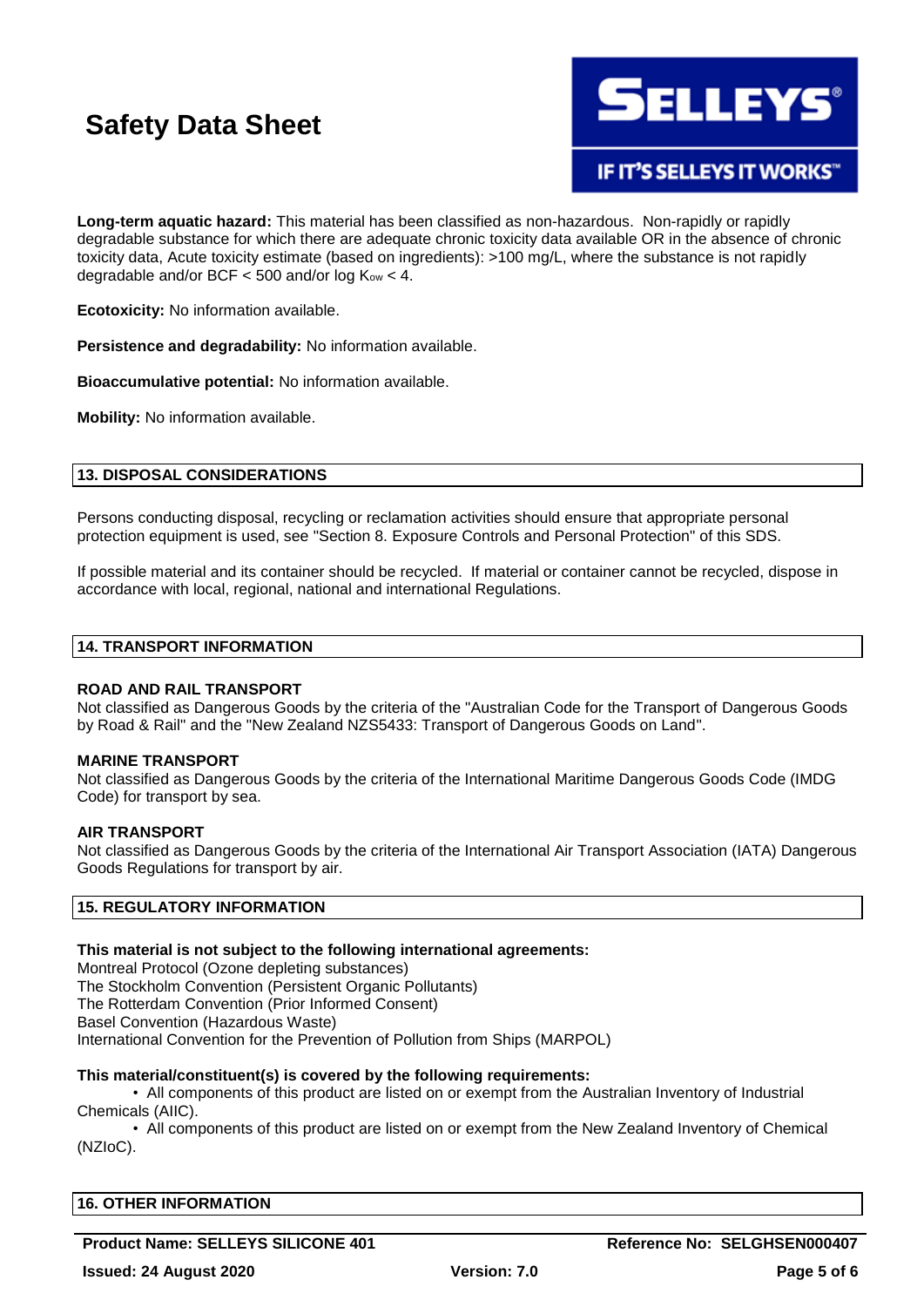**Long-term aquatic hazard:** This material has been classified as non-hazardous. Non-rapidly or rapidly degradable substance for which there are adequate chronic toxicity data available OR in the absence of chronic toxicity data, Acute toxicity estimate (based on ingredients): >100 mg/L, where the substance is not rapidly degradable and/or BCF < 500 and/or log $K_{ow}$ < 4.

**Ecotoxicity:** No information available.

**Persistence and degradability:** No information available.

**Bioaccumulative potential:** No information available.

**Mobility:** No information available.

## 13. DISPOSAL CONSIDERATIONS

Persons conducting disposal, recycling or reclamation activities should ensure that appropriate personal protection equipment is used, see "Section 8. Exposure Controls and Personal Protection" of this SDS.

If possible material and its container should be recycled. If material or container cannot be recycled, dispose in accordance with local, regional, national and international Regulations.

## 14. TRANSPORT INFORMATION

**ROAD AND RAIL TRANSPORT**
Not classified as Dangerous Goods by the criteria of the "Australian Code for the Transport of Dangerous Goods by Road & Rail" and the "New Zealand NZS5433: Transport of Dangerous Goods on Land".

**MARINE TRANSPORT**
Not classified as Dangerous Goods by the criteria of the International Maritime Dangerous Goods Code (IMDG Code) for transport by sea.

**AIR TRANSPORT**
Not classified as Dangerous Goods by the criteria of the International Air Transport Association (IATA) Dangerous Goods Regulations for transport by air.

## 15. REGULATORY INFORMATION

**This material is not subject to the following international agreements:**
Montreal Protocol (Ozone depleting substances)
The Stockholm Convention (Persistent Organic Pollutants)
The Rotterdam Convention (Prior Informed Consent)
Basel Convention (Hazardous Waste)
International Convention for the Prevention of Pollution from Ships (MARPOL)

**This material/constituent(s) is covered by the following requirements:**

- All components of this product are listed on or exempt from the Australian Inventory of Industrial Chemicals (AIIC).
- All components of this product are listed on or exempt from the New Zealand Inventory of Chemical (NZIoC).

## 16. OTHER INFORMATION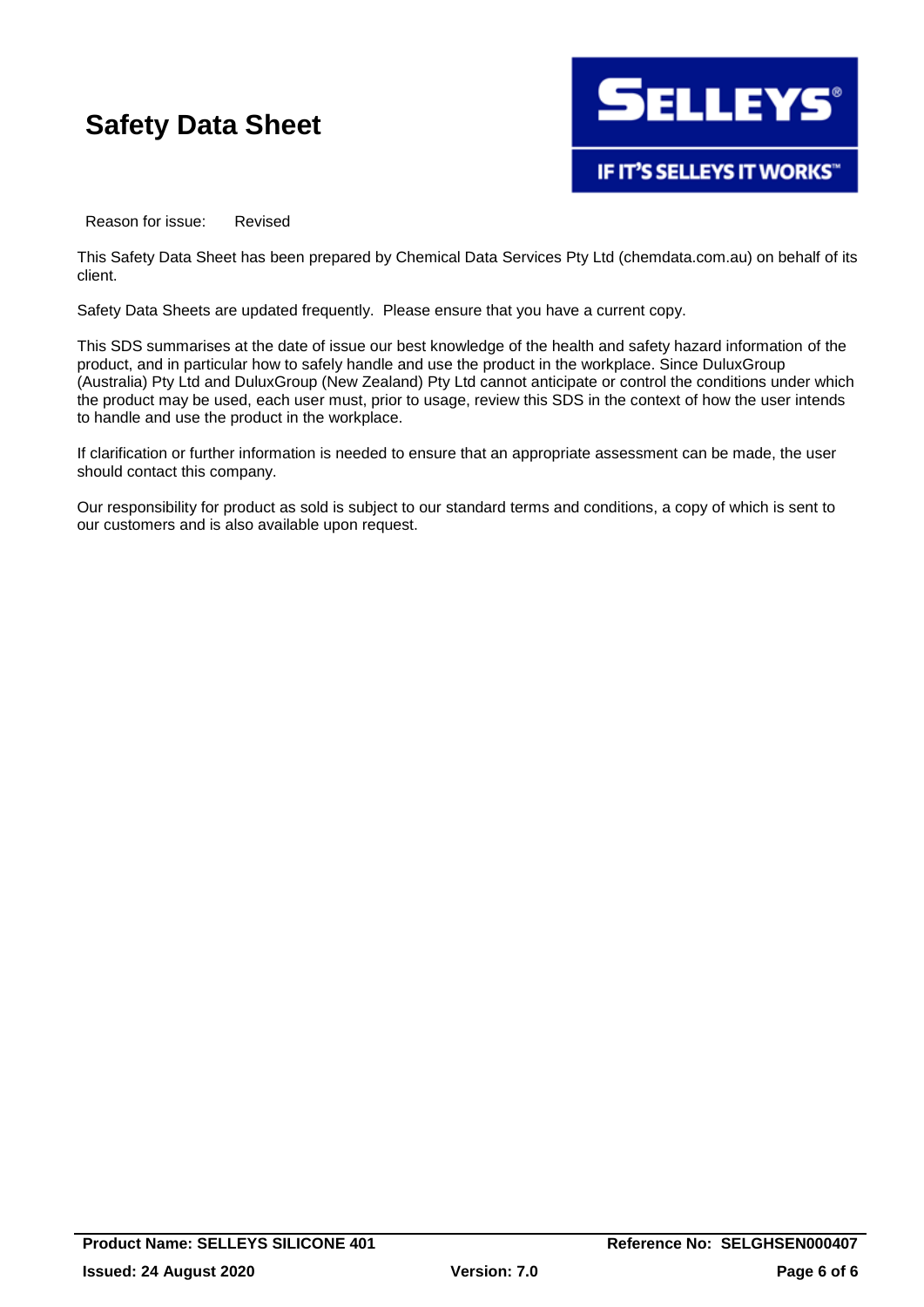Reason for issue: Revised

This Safety Data Sheet has been prepared by Chemical Data Services Pty Ltd (chemdata.com.au) on behalf of its client.

Safety Data Sheets are updated frequently. Please ensure that you have a current copy.

This SDS summarises at the date of issue our best knowledge of the health and safety hazard information of the product, and in particular how to safely handle and use the product in the workplace. Since DuluxGroup (Australia) Pty Ltd and DuluxGroup (New Zealand) Pty Ltd cannot anticipate or control the conditions under which the product may be used, each user must, prior to usage, review this SDS in the context of how the user intends to handle and use the product in the workplace.

If clarification or further information is needed to ensure that an appropriate assessment can be made, the user should contact this company.

Our responsibility for product as sold is subject to our standard terms and conditions, a copy of which is sent to our customers and is also available upon request.